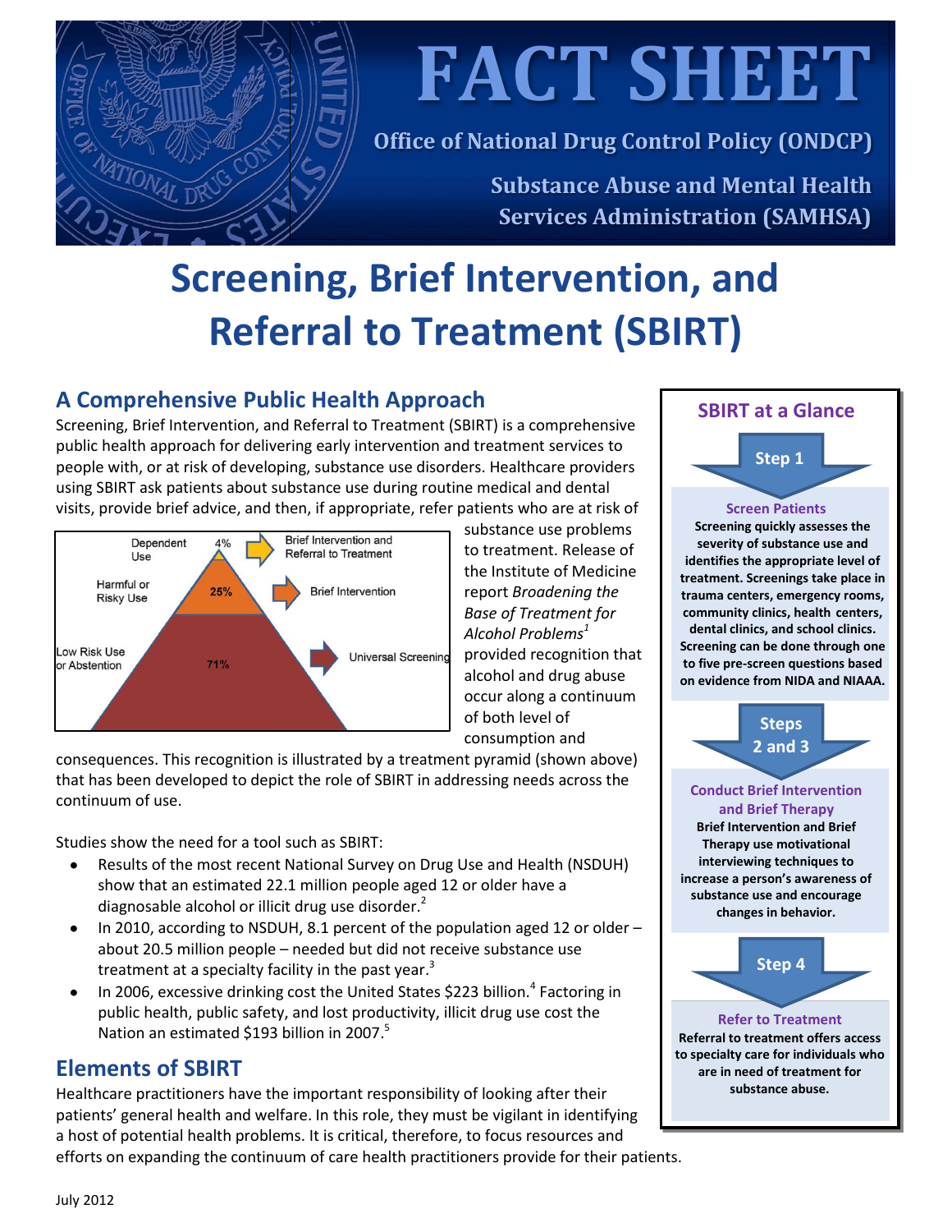# FACT SHEET

**Office of National Drug Control Policy (ONDCP)**

**Substance Abuse and Mental Health Services Administration (SAMHSA)**

# Screening, Brief Intervention, and Referral to Treatment (SBIRT)

## A Comprehensive Public Health Approach

Screening, Brief Intervention, and Referral to Treatment (SBIRT) is a comprehensive public health approach for delivering early intervention and treatment services to people with, or at risk of developing, substance use disorders. Healthcare providers using SBIRT ask patients about substance use during routine medical and dental visits, provide brief advice, and then, if appropriate, refer patients who are at risk of substance use problems to treatment. Release of the Institute of Medicine report *Broadening the Base of Treatment for Alcohol Problems*[1] provided recognition that alcohol and drug abuse occur along a continuum of both level of consumption and consequences. This recognition is illustrated by a treatment pyramid (shown above) that has been developed to depict the role of SBIRT in addressing needs across the continuum of use.

| Level of Use | Percent | Approach |
|---|---|---|
| Dependent Use | 4% | Brief Intervention and Referral to Treatment |
| Harmful or Risky Use | 25% | Brief Intervention |
| Low Risk Use or Abstention | 71% | Universal Screening |

Studies show the need for a tool such as SBIRT:

- Results of the most recent National Survey on Drug Use and Health (NSDUH) show that an estimated 22.1 million people aged 12 or older have a diagnosable alcohol or illicit drug use disorder.[2]
- In 2010, according to NSDUH, 8.1 percent of the population aged 12 or older – about 20.5 million people – needed but did not receive substance use treatment at a specialty facility in the past year.[3]
- In 2006, excessive drinking cost the United States $223 billion.[4] Factoring in public health, public safety, and lost productivity, illicit drug use cost the Nation an estimated $193 billion in 2007.[5]

## Elements of SBIRT

Healthcare practitioners have the important responsibility of looking after their patients' general health and welfare. In this role, they must be vigilant in identifying a host of potential health problems. It is critical, therefore, to focus resources and efforts on expanding the continuum of care health practitioners provide for their patients.

### SBIRT at a Glance

**Step 1**

**Screen Patients**

**Screening quickly assesses the severity of substance use and identifies the appropriate level of treatment. Screenings take place in trauma centers, emergency rooms, community clinics, health centers, dental clinics, and school clinics. Screening can be done through one to five pre-screen questions based on evidence from NIDA and NIAAA.**

**Steps 2 and 3**

**Conduct Brief Intervention and Brief Therapy**

**Brief Intervention and Brief Therapy use motivational interviewing techniques to increase a person's awareness of substance use and encourage changes in behavior.**

**Step 4**

**Refer to Treatment**

**Referral to treatment offers access to specialty care for individuals who are in need of treatment for substance abuse.**

July 2012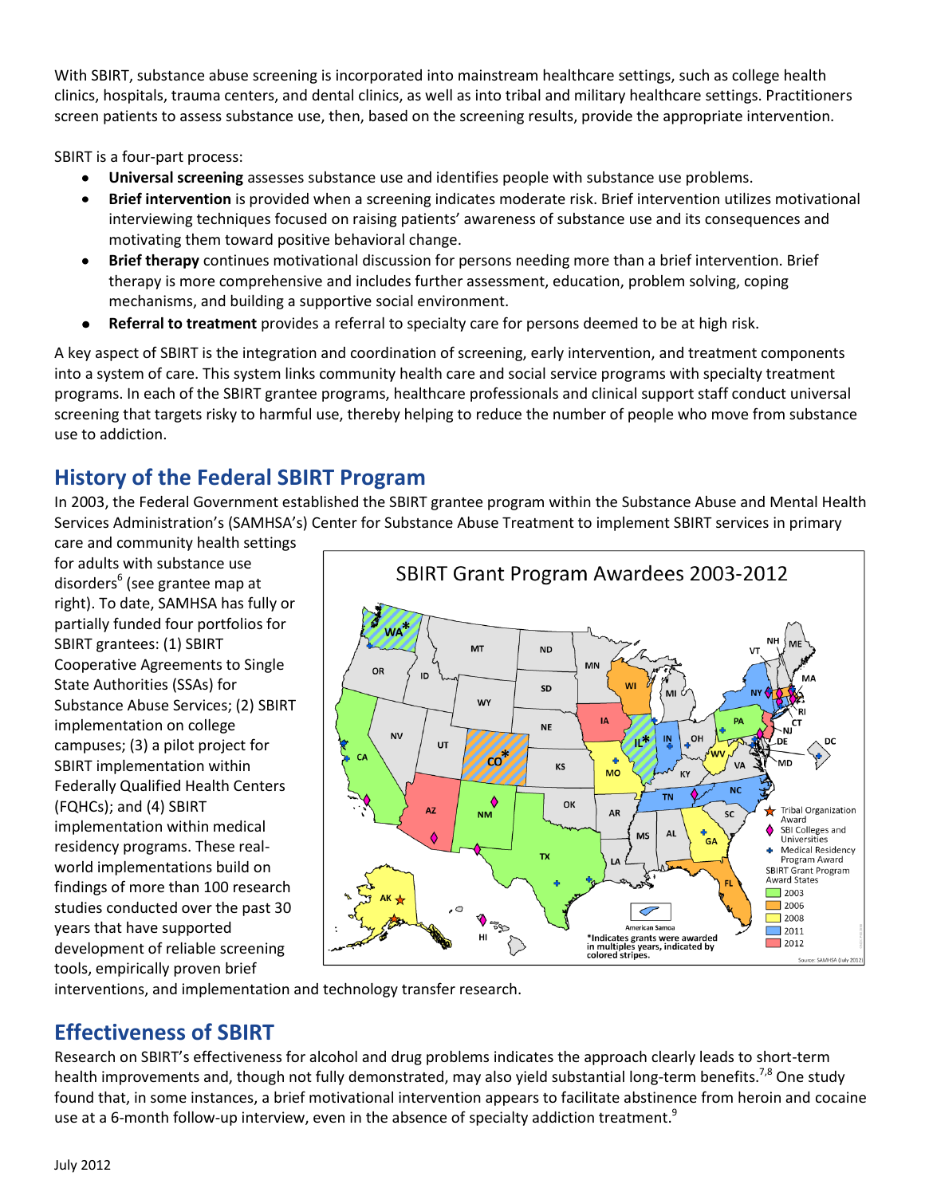With SBIRT, substance abuse screening is incorporated into mainstream healthcare settings, such as college health clinics, hospitals, trauma centers, and dental clinics, as well as into tribal and military healthcare settings. Practitioners screen patients to assess substance use, then, based on the screening results, provide the appropriate intervention.

SBIRT is a four-part process:

- **Universal screening** assesses substance use and identifies people with substance use problems.
- **Brief intervention** is provided when a screening indicates moderate risk. Brief intervention utilizes motivational interviewing techniques focused on raising patients' awareness of substance use and its consequences and motivating them toward positive behavioral change.
- **Brief therapy** continues motivational discussion for persons needing more than a brief intervention. Brief therapy is more comprehensive and includes further assessment, education, problem solving, coping mechanisms, and building a supportive social environment.
- **Referral to treatment** provides a referral to specialty care for persons deemed to be at high risk.

A key aspect of SBIRT is the integration and coordination of screening, early intervention, and treatment components into a system of care. This system links community health care and social service programs with specialty treatment programs. In each of the SBIRT grantee programs, healthcare professionals and clinical support staff conduct universal screening that targets risky to harmful use, thereby helping to reduce the number of people who move from substance use to addiction.

## History of the Federal SBIRT Program

In 2003, the Federal Government established the SBIRT grantee program within the Substance Abuse and Mental Health Services Administration's (SAMHSA's) Center for Substance Abuse Treatment to implement SBIRT services in primary care and community health settings for adults with substance use disorders[6] (see grantee map at right). To date, SAMHSA has fully or partially funded four portfolios for SBIRT grantees: (1) SBIRT Cooperative Agreements to Single State Authorities (SSAs) for Substance Abuse Services; (2) SBIRT implementation on college campuses; (3) a pilot project for SBIRT implementation within Federally Qualified Health Centers (FQHCs); and (4) SBIRT implementation within medical residency programs. These real-world implementations build on findings of more than 100 research studies conducted over the past 30 years that have supported development of reliable screening tools, empirically proven brief interventions, and implementation and technology transfer research.

SBIRT Grant Program Awardees 2003-2012

## Effectiveness of SBIRT

Research on SBIRT's effectiveness for alcohol and drug problems indicates the approach clearly leads to short-term health improvements and, though not fully demonstrated, may also yield substantial long-term benefits.[7,8] One study found that, in some instances, a brief motivational intervention appears to facilitate abstinence from heroin and cocaine use at a 6-month follow-up interview, even in the absence of specialty addiction treatment.[9]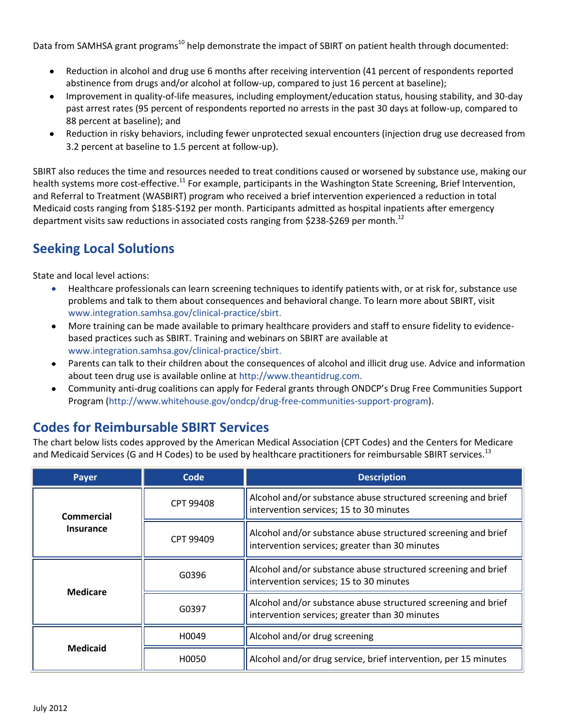Data from SAMHSA grant programs[10] help demonstrate the impact of SBIRT on patient health through documented:

- Reduction in alcohol and drug use 6 months after receiving intervention (41 percent of respondents reported abstinence from drugs and/or alcohol at follow-up, compared to just 16 percent at baseline);
- Improvement in quality-of-life measures, including employment/education status, housing stability, and 30-day past arrest rates (95 percent of respondents reported no arrests in the past 30 days at follow-up, compared to 88 percent at baseline); and
- Reduction in risky behaviors, including fewer unprotected sexual encounters (injection drug use decreased from 3.2 percent at baseline to 1.5 percent at follow-up).

SBIRT also reduces the time and resources needed to treat conditions caused or worsened by substance use, making our health systems more cost-effective.[11] For example, participants in the Washington State Screening, Brief Intervention, and Referral to Treatment (WASBIRT) program who received a brief intervention experienced a reduction in total Medicaid costs ranging from $185-$192 per month. Participants admitted as hospital inpatients after emergency department visits saw reductions in associated costs ranging from $238-$269 per month.[12]

## Seeking Local Solutions

State and local level actions:

- Healthcare professionals can learn screening techniques to identify patients with, or at risk for, substance use problems and talk to them about consequences and behavioral change. To learn more about SBIRT, visit www.integration.samhsa.gov/clinical-practice/sbirt.
- More training can be made available to primary healthcare providers and staff to ensure fidelity to evidence-based practices such as SBIRT. Training and webinars on SBIRT are available at www.integration.samhsa.gov/clinical-practice/sbirt.
- Parents can talk to their children about the consequences of alcohol and illicit drug use. Advice and information about teen drug use is available online at http://www.theantidrug.com.
- Community anti-drug coalitions can apply for Federal grants through ONDCP's Drug Free Communities Support Program (http://www.whitehouse.gov/ondcp/drug-free-communities-support-program).

## Codes for Reimbursable SBIRT Services

The chart below lists codes approved by the American Medical Association (CPT Codes) and the Centers for Medicare and Medicaid Services (G and H Codes) to be used by healthcare practitioners for reimbursable SBIRT services.[13]

| Payer | Code | Description |
|---|---|---|
| **Commercial Insurance** | CPT 99408 | Alcohol and/or substance abuse structured screening and brief intervention services; 15 to 30 minutes |
| | CPT 99409 | Alcohol and/or substance abuse structured screening and brief intervention services; greater than 30 minutes |
| **Medicare** | G0396 | Alcohol and/or substance abuse structured screening and brief intervention services; 15 to 30 minutes |
| | G0397 | Alcohol and/or substance abuse structured screening and brief intervention services; greater than 30 minutes |
| **Medicaid** | H0049 | Alcohol and/or drug screening |
| | H0050 | Alcohol and/or drug service, brief intervention, per 15 minutes |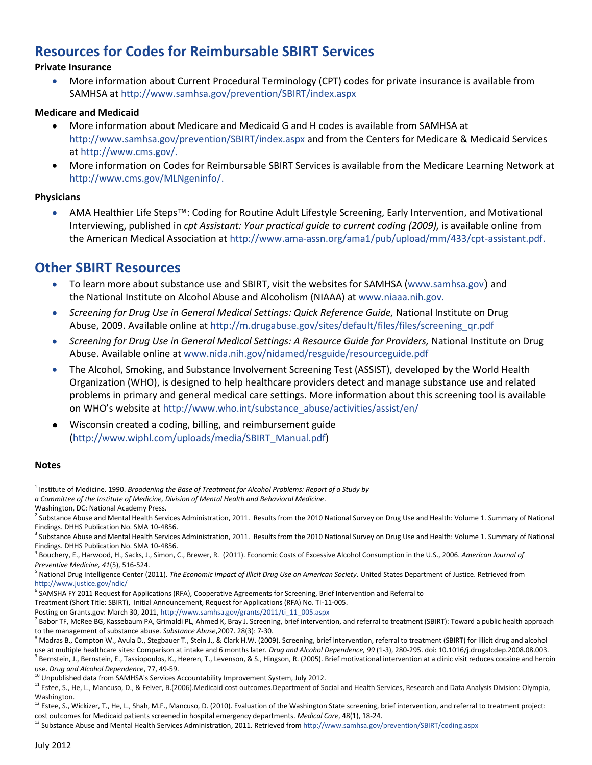## Resources for Codes for Reimbursable SBIRT Services

**Private Insurance**

- More information about Current Procedural Terminology (CPT) codes for private insurance is available from SAMHSA at http://www.samhsa.gov/prevention/SBIRT/index.aspx

**Medicare and Medicaid**

- More information about Medicare and Medicaid G and H codes is available from SAMHSA at http://www.samhsa.gov/prevention/SBIRT/index.aspx and from the Centers for Medicare & Medicaid Services at http://www.cms.gov/.
- More information on Codes for Reimbursable SBIRT Services is available from the Medicare Learning Network at http://www.cms.gov/MLNgeninfo/.

**Physicians**

- AMA Healthier Life Steps™: Coding for Routine Adult Lifestyle Screening, Early Intervention, and Motivational Interviewing, published in *cpt Assistant: Your practical guide to current coding (2009),* is available online from the American Medical Association at http://www.ama-assn.org/ama1/pub/upload/mm/433/cpt-assistant.pdf.

## Other SBIRT Resources

- To learn more about substance use and SBIRT, visit the websites for SAMHSA (www.samhsa.gov) and the National Institute on Alcohol Abuse and Alcoholism (NIAAA) at www.niaaa.nih.gov.
- *Screening for Drug Use in General Medical Settings: Quick Reference Guide,* National Institute on Drug Abuse, 2009. Available online at http://m.drugabuse.gov/sites/default/files/files/screening_qr.pdf
- *Screening for Drug Use in General Medical Settings: A Resource Guide for Providers,* National Institute on Drug Abuse. Available online at www.nida.nih.gov/nidamed/resguide/resourceguide.pdf
- The Alcohol, Smoking, and Substance Involvement Screening Test (ASSIST), developed by the World Health Organization (WHO), is designed to help healthcare providers detect and manage substance use and related problems in primary and general medical care settings. More information about this screening tool is available on WHO's website at http://www.who.int/substance_abuse/activities/assist/en/
- Wisconsin created a coding, billing, and reimbursement guide (http://www.wiphl.com/uploads/media/SBIRT_Manual.pdf)

**Notes**

[1] Institute of Medicine. 1990. *Broadening the Base of Treatment for Alcohol Problems: Report of a Study by a Committee of the Institute of Medicine, Division of Mental Health and Behavioral Medicine*. Washington, DC: National Academy Press.

[2] Substance Abuse and Mental Health Services Administration, 2011. Results from the 2010 National Survey on Drug Use and Health: Volume 1. Summary of National Findings. DHHS Publication No. SMA 10-4856.

[3] Substance Abuse and Mental Health Services Administration, 2011. Results from the 2010 National Survey on Drug Use and Health: Volume 1. Summary of National Findings. DHHS Publication No. SMA 10-4856.

[4] Bouchery, E., Harwood, H., Sacks, J., Simon, C., Brewer, R. (2011). Economic Costs of Excessive Alcohol Consumption in the U.S., 2006. *American Journal of Preventive Medicine, 41*(5), 516-524.

[5] National Drug Intelligence Center (2011). *The Economic Impact of Illicit Drug Use on American Society*. United States Department of Justice. Retrieved from http://www.justice.gov/ndic/

[6] SAMSHA FY 2011 Request for Applications (RFA), Cooperative Agreements for Screening, Brief Intervention and Referral to Treatment (Short Title: SBIRT), Initial Announcement, Request for Applications (RFA) No. TI-11-005. Posting on Grants.gov: March 30, 2011, http://www.samhsa.gov/grants/2011/ti_11_005.aspx

[7] Babor TF, McRee BG, Kassebaum PA, Grimaldi PL, Ahmed K, Bray J. Screening, brief intervention, and referral to treatment (SBIRT): Toward a public health approach to the management of substance abuse. *Substance Abuse*,2007. 28(3): 7-30.

[8] Madras B., Compton W., Avula D., Stegbauer T., Stein J., & Clark H.W. (2009). Screening, brief intervention, referral to treatment (SBIRT) for illicit drug and alcohol use at multiple healthcare sites: Comparison at intake and 6 months later. *Drug and Alcohol Dependence, 99* (1-3), 280-295. doi: 10.1016/j.drugalcdep.2008.08.003.

[9] Bernstein, J., Bernstein, E., Tassiopoulos, K., Heeren, T., Levenson, & S., Hingson, R. (2005). Brief motivational intervention at a clinic visit reduces cocaine and heroin use. *Drug and Alcohol Dependence*, 77, 49-59.

[10] Unpublished data from SAMHSA's Services Accountability Improvement System, July 2012.

[11] Estee, S., He, L., Mancuso, D., & Felver, B.(2006).Medicaid cost outcomes.Department of Social and Health Services, Research and Data Analysis Division: Olympia, Washington.

[12] Estee, S., Wickizer, T., He, L., Shah, M.F., Mancuso, D. (2010). Evaluation of the Washington State screening, brief intervention, and referral to treatment project: cost outcomes for Medicaid patients screened in hospital emergency departments. *Medical Care*, 48(1), 18-24.

[13] Substance Abuse and Mental Health Services Administration, 2011. Retrieved from http://www.samhsa.gov/prevention/SBIRT/coding.aspx

July 2012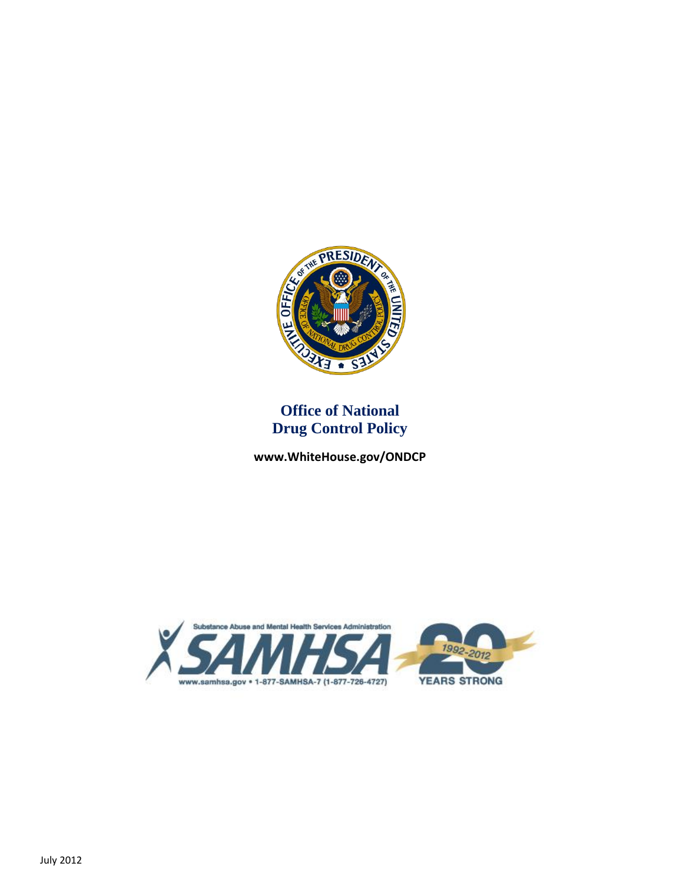**Office of National Drug Control Policy**

**www.WhiteHouse.gov/ONDCP**

Substance Abuse and Mental Health Services Administration

SAMHSA

www.samhsa.gov • 1-877-SAMHSA-7 (1-877-726-4727)

20 1992-2012 YEARS STRONG

July 2012